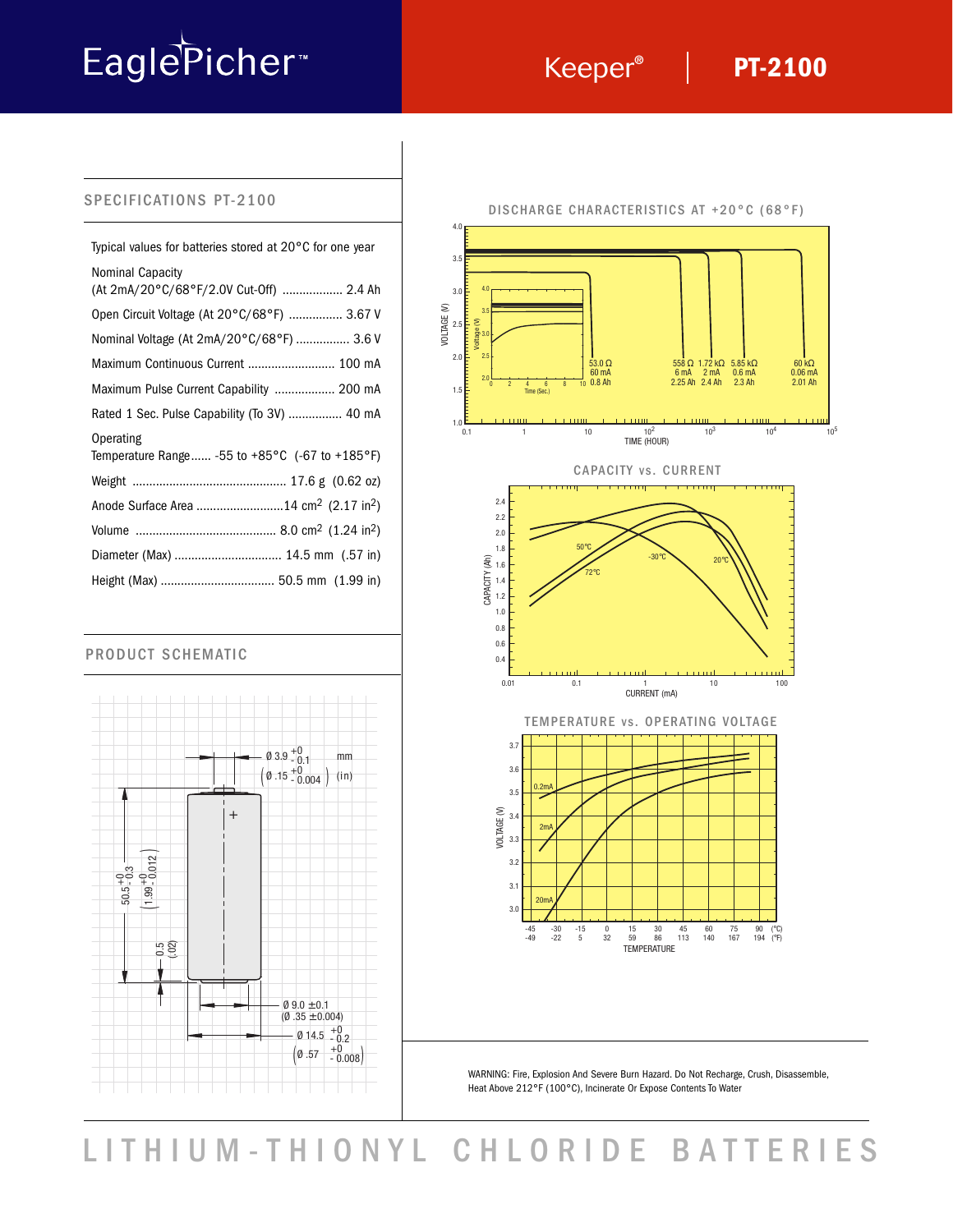# EaglePicher™ Keeper® | PT-2100

## SPECIFICATIONS PT-2100

Typical values for batteries stored at 20°C for one year

| | |
|---|---|
| Nominal Capacity (At 2mA/20°C/68°F/2.0V Cut-Off) | 2.4 Ah |
| Open Circuit Voltage (At 20°C/68°F) | 3.67 V |
| Nominal Voltage (At 2mA/20°C/68°F) | 3.6 V |
| Maximum Continuous Current | 100 mA |
| Maximum Pulse Current Capability | 200 mA |
| Rated 1 Sec. Pulse Capability (To 3V) | 40 mA |
| Operating Temperature Range | -55 to +85°C (-67 to +185°F) |
| Weight | 17.6 g (0.62 oz) |
| Anode Surface Area | 14 $cm^2$ (2.17 $in^2$) |
| Volume | 8.0 $cm^3$ (1.24 $in^3$) |
| Diameter (Max) | 14.5 mm (.57 in) |
| Height (Max) | 50.5 mm (1.99 in) |

## PRODUCT SCHEMATIC

mm (in)

- Ø 3.9 $^{+0}_{-0.1}$ (Ø .15 $^{+0}_{-0.004}$)
- 50.5 $^{+0}_{-0.3}$ (1.99 $^{+0}_{-0.012}$)
- 0.5 (.02)
- Ø 9.0 ±0.1 (Ø .35 ±0.004)
- Ø 14.5 $^{+0}_{-0.2}$ (Ø .57 $^{+0}_{-0.008}$)

## DISCHARGE CHARACTERISTICS AT +20°C (68°F)

| Load | Current | Capacity |
|---|---|---|
| 53.0 Ω | 60 mA | 0.8 Ah |
| 558 Ω | 6 mA | 2.25 Ah |
| 1.72 kΩ | 2 mA | 2.4 Ah |
| 5.85 kΩ | 0.6 mA | 2.3 Ah |
| 60 kΩ | 0.06 mA | 2.01 Ah |

VOLTAGE (V) vs. TIME (HOUR); inset: Voltage (V) vs. Time (Sec.)

## CAPACITY vs. CURRENT

CAPACITY (Ah) vs. CURRENT (mA); curves: 50°C, 72°C, -30°C, 20°C

## TEMPERATURE vs. OPERATING VOLTAGE

VOLTAGE (V) vs. TEMPERATURE (°C / °F); curves: 0.2mA, 2mA, 20mA

WARNING: Fire, Explosion And Severe Burn Hazard. Do Not Recharge, Crush, Disassemble, Heat Above 212°F (100°C), Incinerate Or Expose Contents To Water

# LITHIUM-THIONYL CHLORIDE BATTERIES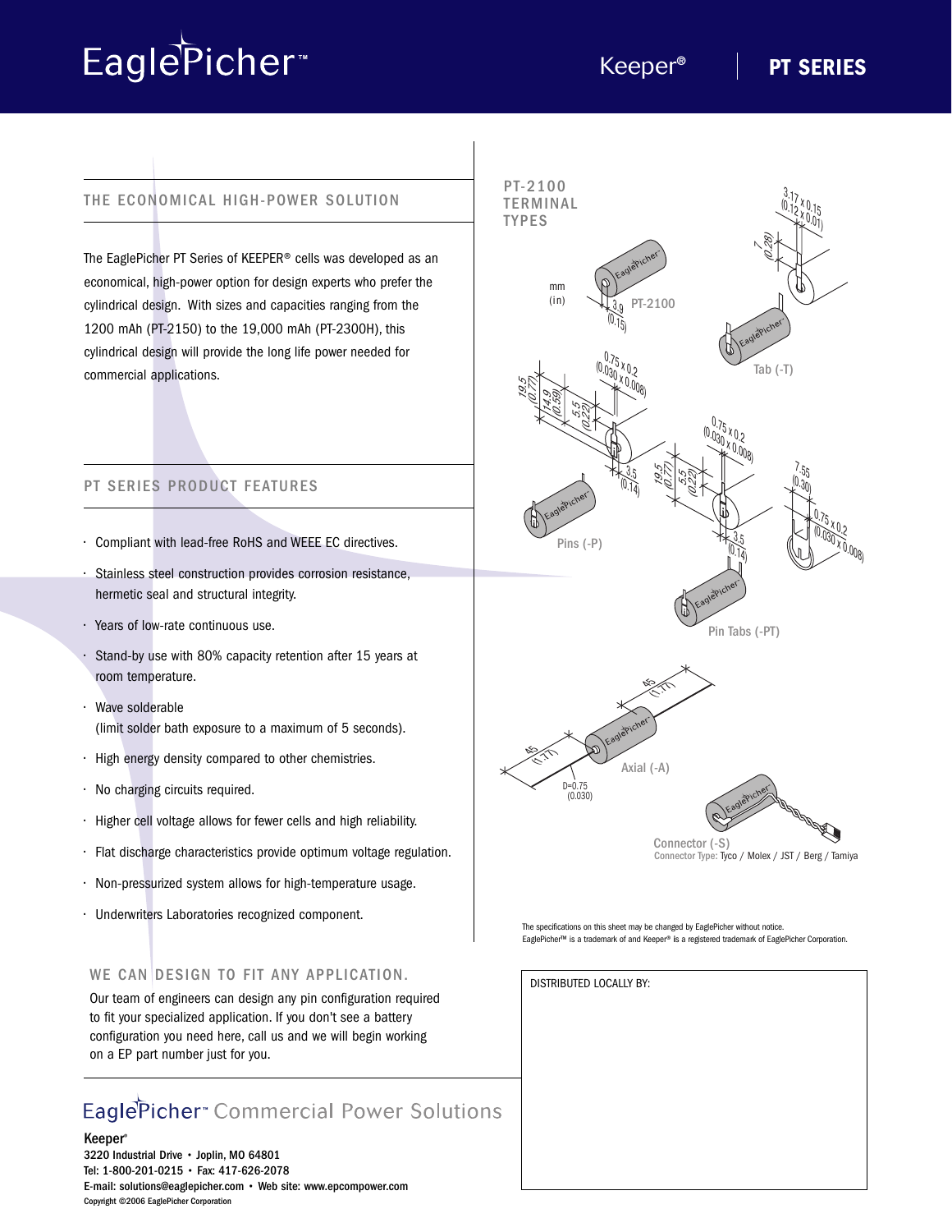# THE ECONOMICAL HIGH-POWER SOLUTION

The EaglePicher PT Series of KEEPER® cells was developed as an economical, high-power option for design experts who prefer the cylindrical design. With sizes and capacities ranging from the 1200 mAh (PT-2150) to the 19,000 mAh (PT-2300H), this cylindrical design will provide the long life power needed for commercial applications.

## PT SERIES PRODUCT FEATURES

- Compliant with lead-free RoHS and WEEE EC directives.
- Stainless steel construction provides corrosion resistance, hermetic seal and structural integrity.
- Years of low-rate continuous use.
- Stand-by use with 80% capacity retention after 15 years at room temperature.
- Wave solderable (limit solder bath exposure to a maximum of 5 seconds).
- High energy density compared to other chemistries.
- No charging circuits required.
- Higher cell voltage allows for fewer cells and high reliability.
- Flat discharge characteristics provide optimum voltage regulation.
- Non-pressurized system allows for high-temperature usage.
- Underwriters Laboratories recognized component.

## PT-2100 TERMINAL TYPES

mm (in)

PT-2100 — 3.9 (0.15)

Tab (-T) — 3.17 x 0.15 (0.12 x 0.01); 7 (0.28)

Pins (-P) — 19.5 (0.77); 14.9 (0.59); 5.5 (0.22); 0.75 x 0.2 (0.030 x 0.008); 3.5 (0.14)

Pin Tabs (-PT) — 19.5 (0.77); 5.5 (0.22); 0.75 x 0.2 (0.030 x 0.008); 3.5 (0.14); 7.55 (0.30); 0.75 x 0.2 (0.030 x 0.008)

Axial (-A) — 45 (1.77); 45 (1.77); D=0.75 (0.030)

Connector (-S)
Connector Type: Tyco / Molex / JST / Berg / Tamiya

The specifications on this sheet may be changed by EaglePicher without notice.
EaglePicher™ is a trademark of and Keeper® is a registered trademark of EaglePicher Corporation.

## WE CAN DESIGN TO FIT ANY APPLICATION.

Our team of engineers can design any pin configuration required to fit your specialized application. If you don't see a battery configuration you need here, call us and we will begin working on a EP part number just for you.

DISTRIBUTED LOCALLY BY:

**EaglePicher™ Commercial Power Solutions**

**Keeper®**
3220 Industrial Drive • Joplin, MO 64801
Tel: 1-800-201-0215 • Fax: 417-626-2078
E-mail: solutions@eaglepicher.com • Web site: www.epcompower.com
Copyright ©2006 EaglePicher Corporation